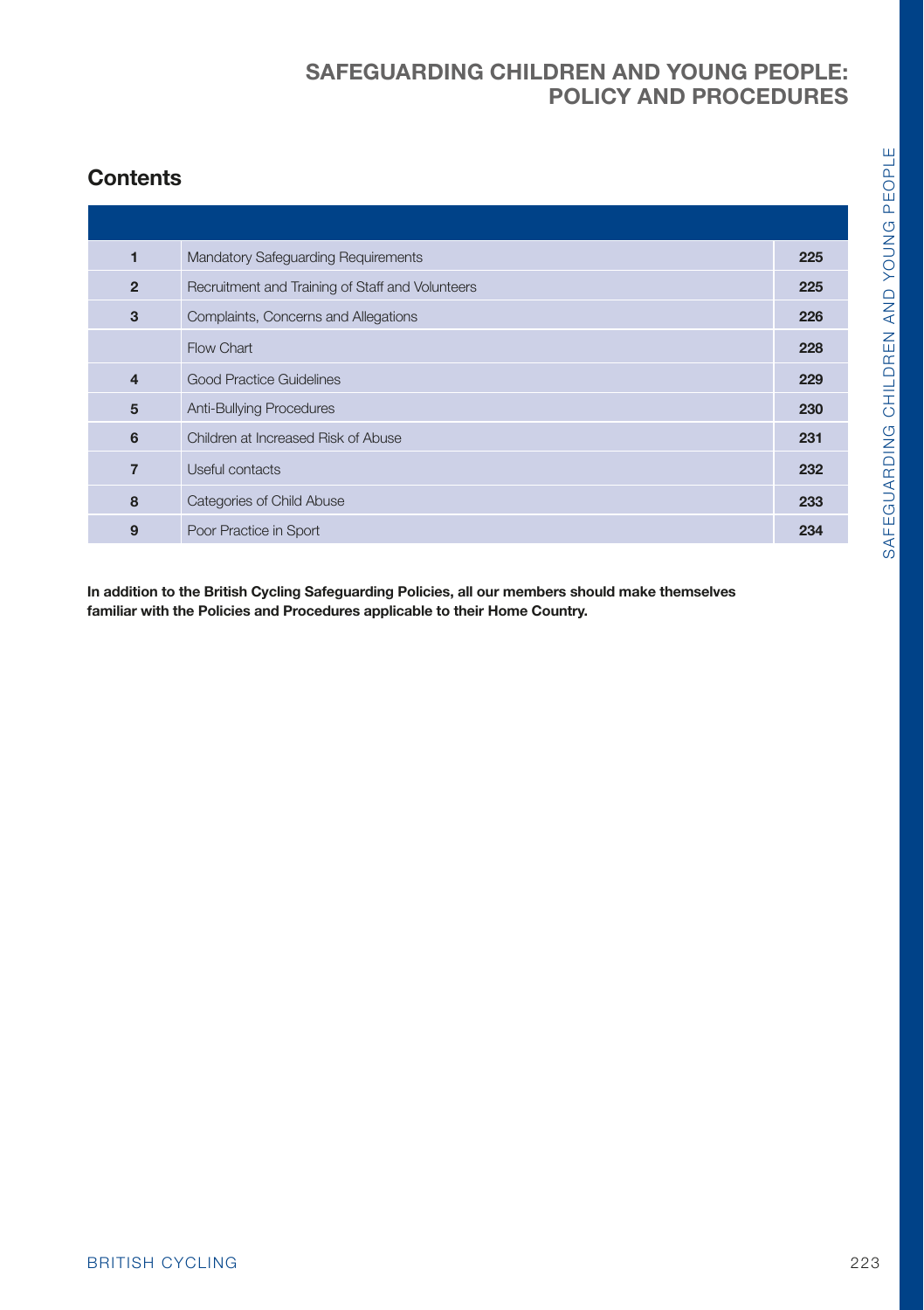# SAFEGUARDING CHILDREN AND YOUNG PEOPLE: POLICY AND PROCEDURES

## Contents

| | | |
|---|---|---|
| **1** | Mandatory Safeguarding Requirements | **225** |
| **2** | Recruitment and Training of Staff and Volunteers | **225** |
| **3** | Complaints, Concerns and Allegations | **226** |
| | Flow Chart | **228** |
| **4** | Good Practice Guidelines | **229** |
| **5** | Anti-Bullying Procedures | **230** |
| **6** | Children at Increased Risk of Abuse | **231** |
| **7** | Useful contacts | **232** |
| **8** | Categories of Child Abuse | **233** |
| **9** | Poor Practice in Sport | **234** |

**In addition to the British Cycling Safeguarding Policies, all our members should make themselves familiar with the Policies and Procedures applicable to their Home Country.**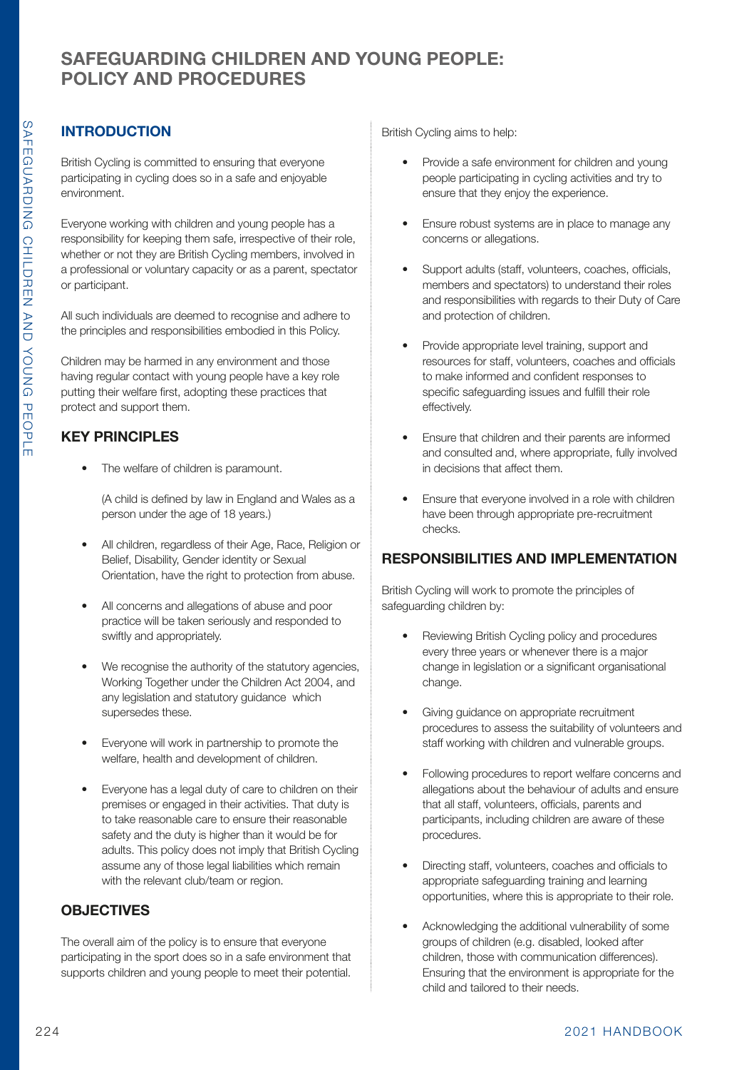# SAFEGUARDING CHILDREN AND YOUNG PEOPLE: POLICY AND PROCEDURES

## INTRODUCTION

British Cycling is committed to ensuring that everyone participating in cycling does so in a safe and enjoyable environment.

Everyone working with children and young people has a responsibility for keeping them safe, irrespective of their role, whether or not they are British Cycling members, involved in a professional or voluntary capacity or as a parent, spectator or participant.

All such individuals are deemed to recognise and adhere to the principles and responsibilities embodied in this Policy.

Children may be harmed in any environment and those having regular contact with young people have a key role putting their welfare first, adopting these practices that protect and support them.

## KEY PRINCIPLES

- The welfare of children is paramount.

  (A child is defined by law in England and Wales as a person under the age of 18 years.)

- All children, regardless of their Age, Race, Religion or Belief, Disability, Gender identity or Sexual Orientation, have the right to protection from abuse.
- All concerns and allegations of abuse and poor practice will be taken seriously and responded to swiftly and appropriately.
- We recognise the authority of the statutory agencies, Working Together under the Children Act 2004, and any legislation and statutory guidance which supersedes these.
- Everyone will work in partnership to promote the welfare, health and development of children.
- Everyone has a legal duty of care to children on their premises or engaged in their activities. That duty is to take reasonable care to ensure their reasonable safety and the duty is higher than it would be for adults. This policy does not imply that British Cycling assume any of those legal liabilities which remain with the relevant club/team or region.

## OBJECTIVES

The overall aim of the policy is to ensure that everyone participating in the sport does so in a safe environment that supports children and young people to meet their potential.

British Cycling aims to help:

- Provide a safe environment for children and young people participating in cycling activities and try to ensure that they enjoy the experience.
- Ensure robust systems are in place to manage any concerns or allegations.
- Support adults (staff, volunteers, coaches, officials, members and spectators) to understand their roles and responsibilities with regards to their Duty of Care and protection of children.
- Provide appropriate level training, support and resources for staff, volunteers, coaches and officials to make informed and confident responses to specific safeguarding issues and fulfill their role effectively.
- Ensure that children and their parents are informed and consulted and, where appropriate, fully involved in decisions that affect them.
- Ensure that everyone involved in a role with children have been through appropriate pre-recruitment checks.

## RESPONSIBILITIES AND IMPLEMENTATION

British Cycling will work to promote the principles of safeguarding children by:

- Reviewing British Cycling policy and procedures every three years or whenever there is a major change in legislation or a significant organisational change.
- Giving guidance on appropriate recruitment procedures to assess the suitability of volunteers and staff working with children and vulnerable groups.
- Following procedures to report welfare concerns and allegations about the behaviour of adults and ensure that all staff, volunteers, officials, parents and participants, including children are aware of these procedures.
- Directing staff, volunteers, coaches and officials to appropriate safeguarding training and learning opportunities, where this is appropriate to their role.
- Acknowledging the additional vulnerability of some groups of children (e.g. disabled, looked after children, those with communication differences). Ensuring that the environment is appropriate for the child and tailored to their needs.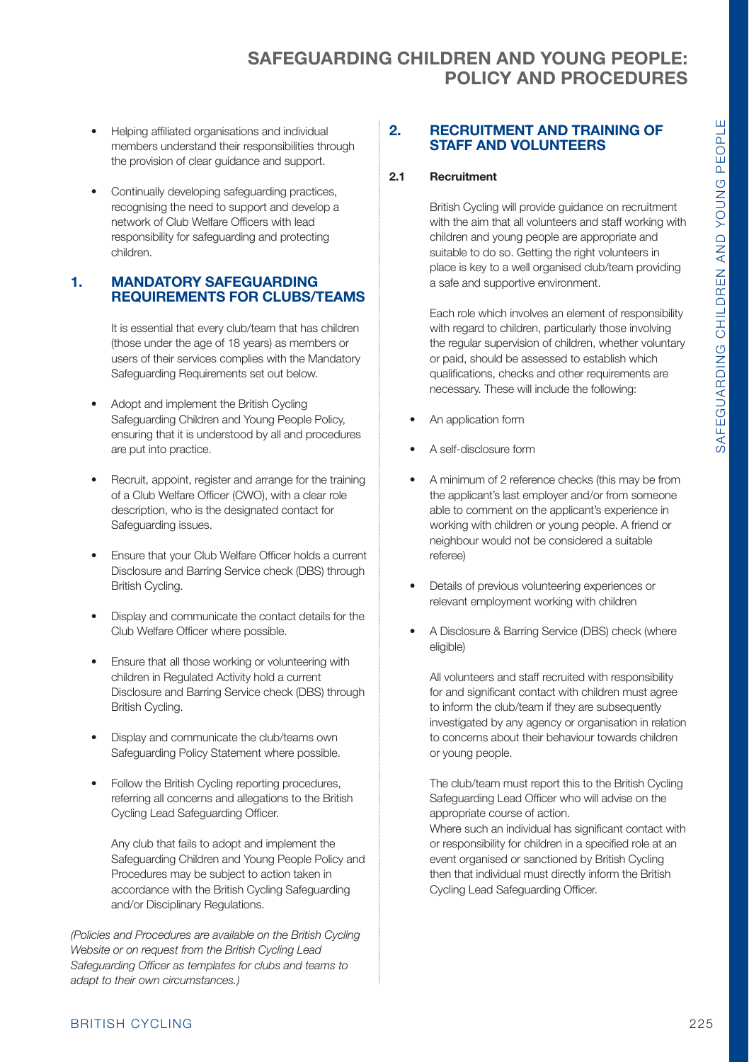- Helping affiliated organisations and individual members understand their responsibilities through the provision of clear guidance and support.
- Continually developing safeguarding practices, recognising the need to support and develop a network of Club Welfare Officers with lead responsibility for safeguarding and protecting children.

## 1. MANDATORY SAFEGUARDING REQUIREMENTS FOR CLUBS/TEAMS

It is essential that every club/team that has children (those under the age of 18 years) as members or users of their services complies with the Mandatory Safeguarding Requirements set out below.

- Adopt and implement the British Cycling Safeguarding Children and Young People Policy, ensuring that it is understood by all and procedures are put into practice.
- Recruit, appoint, register and arrange for the training of a Club Welfare Officer (CWO), with a clear role description, who is the designated contact for Safeguarding issues.
- Ensure that your Club Welfare Officer holds a current Disclosure and Barring Service check (DBS) through British Cycling.
- Display and communicate the contact details for the Club Welfare Officer where possible.
- Ensure that all those working or volunteering with children in Regulated Activity hold a current Disclosure and Barring Service check (DBS) through British Cycling.
- Display and communicate the club/teams own Safeguarding Policy Statement where possible.
- Follow the British Cycling reporting procedures, referring all concerns and allegations to the British Cycling Lead Safeguarding Officer.

  Any club that fails to adopt and implement the Safeguarding Children and Young People Policy and Procedures may be subject to action taken in accordance with the British Cycling Safeguarding and/or Disciplinary Regulations.

*(Policies and Procedures are available on the British Cycling Website or on request from the British Cycling Lead Safeguarding Officer as templates for clubs and teams to adapt to their own circumstances.)*

## 2. RECRUITMENT AND TRAINING OF STAFF AND VOLUNTEERS

### 2.1 Recruitment

British Cycling will provide guidance on recruitment with the aim that all volunteers and staff working with children and young people are appropriate and suitable to do so. Getting the right volunteers in place is key to a well organised club/team providing a safe and supportive environment.

Each role which involves an element of responsibility with regard to children, particularly those involving the regular supervision of children, whether voluntary or paid, should be assessed to establish which qualifications, checks and other requirements are necessary. These will include the following:

- An application form
- A self-disclosure form
- A minimum of 2 reference checks (this may be from the applicant's last employer and/or from someone able to comment on the applicant's experience in working with children or young people. A friend or neighbour would not be considered a suitable referee)
- Details of previous volunteering experiences or relevant employment working with children
- A Disclosure & Barring Service (DBS) check (where eligible)

  All volunteers and staff recruited with responsibility for and significant contact with children must agree to inform the club/team if they are subsequently investigated by any agency or organisation in relation to concerns about their behaviour towards children or young people.

  The club/team must report this to the British Cycling Safeguarding Lead Officer who will advise on the appropriate course of action.
  Where such an individual has significant contact with or responsibility for children in a specified role at an event organised or sanctioned by British Cycling then that individual must directly inform the British Cycling Lead Safeguarding Officer.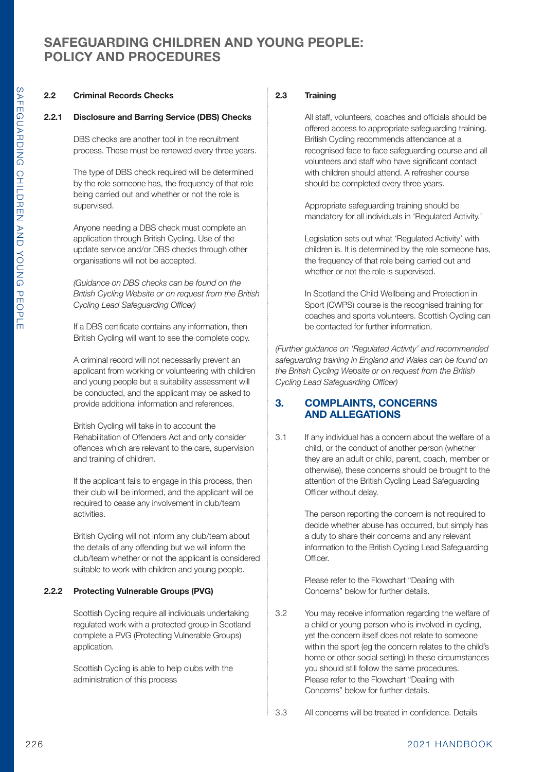# SAFEGUARDING CHILDREN AND YOUNG PEOPLE: POLICY AND PROCEDURES

### 2.2 Criminal Records Checks

#### 2.2.1 Disclosure and Barring Service (DBS) Checks

DBS checks are another tool in the recruitment process. These must be renewed every three years.

The type of DBS check required will be determined by the role someone has, the frequency of that role being carried out and whether or not the role is supervised.

Anyone needing a DBS check must complete an application through British Cycling. Use of the update service and/or DBS checks through other organisations will not be accepted.

*(Guidance on DBS checks can be found on the British Cycling Website or on request from the British Cycling Lead Safeguarding Officer)*

If a DBS certificate contains any information, then British Cycling will want to see the complete copy.

A criminal record will not necessarily prevent an applicant from working or volunteering with children and young people but a suitability assessment will be conducted, and the applicant may be asked to provide additional information and references.

British Cycling will take in to account the Rehabilitation of Offenders Act and only consider offences which are relevant to the care, supervision and training of children.

If the applicant fails to engage in this process, then their club will be informed, and the applicant will be required to cease any involvement in club/team activities.

British Cycling will not inform any club/team about the details of any offending but we will inform the club/team whether or not the applicant is considered suitable to work with children and young people.

#### 2.2.2 Protecting Vulnerable Groups (PVG)

Scottish Cycling require all individuals undertaking regulated work with a protected group in Scotland complete a PVG (Protecting Vulnerable Groups) application.

Scottish Cycling is able to help clubs with the administration of this process

### 2.3 Training

All staff, volunteers, coaches and officials should be offered access to appropriate safeguarding training. British Cycling recommends attendance at a recognised face to face safeguarding course and all volunteers and staff who have significant contact with children should attend. A refresher course should be completed every three years.

Appropriate safeguarding training should be mandatory for all individuals in 'Regulated Activity.'

Legislation sets out what 'Regulated Activity' with children is. It is determined by the role someone has, the frequency of that role being carried out and whether or not the role is supervised.

In Scotland the Child Wellbeing and Protection in Sport (CWPS) course is the recognised training for coaches and sports volunteers. Scottish Cycling can be contacted for further information.

*(Further guidance on 'Regulated Activity' and recommended safeguarding training in England and Wales can be found on the British Cycling Website or on request from the British Cycling Lead Safeguarding Officer)*

## 3. COMPLAINTS, CONCERNS AND ALLEGATIONS

3.1 If any individual has a concern about the welfare of a child, or the conduct of another person (whether they are an adult or child, parent, coach, member or otherwise), these concerns should be brought to the attention of the British Cycling Lead Safeguarding Officer without delay.

The person reporting the concern is not required to decide whether abuse has occurred, but simply has a duty to share their concerns and any relevant information to the British Cycling Lead Safeguarding Officer.

Please refer to the Flowchart "Dealing with Concerns" below for further details.

3.2 You may receive information regarding the welfare of a child or young person who is involved in cycling, yet the concern itself does not relate to someone within the sport (eg the concern relates to the child's home or other social setting) In these circumstances you should still follow the same procedures. Please refer to the Flowchart "Dealing with Concerns" below for further details.

3.3 All concerns will be treated in confidence. Details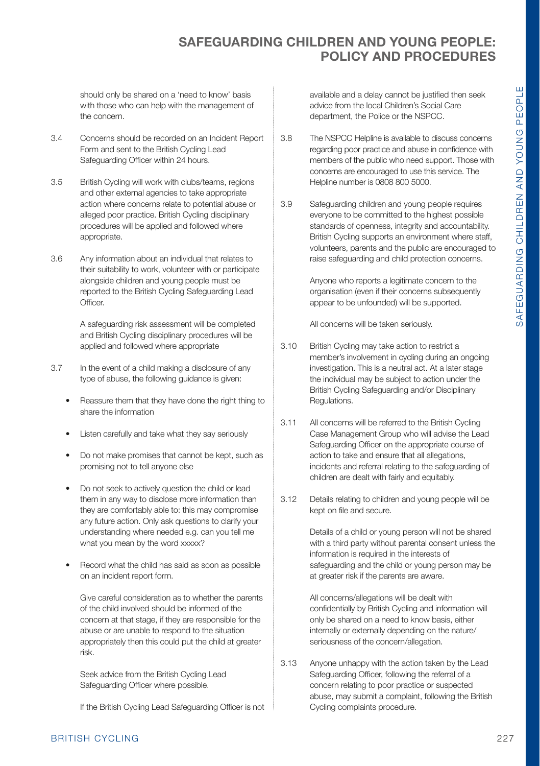should only be shared on a 'need to know' basis with those who can help with the management of the concern.

3.4 Concerns should be recorded on an Incident Report Form and sent to the British Cycling Lead Safeguarding Officer within 24 hours.

3.5 British Cycling will work with clubs/teams, regions and other external agencies to take appropriate action where concerns relate to potential abuse or alleged poor practice. British Cycling disciplinary procedures will be applied and followed where appropriate.

3.6 Any information about an individual that relates to their suitability to work, volunteer with or participate alongside children and young people must be reported to the British Cycling Safeguarding Lead Officer.

A safeguarding risk assessment will be completed and British Cycling disciplinary procedures will be applied and followed where appropriate

3.7 In the event of a child making a disclosure of any type of abuse, the following guidance is given:

- Reassure them that they have done the right thing to share the information
- Listen carefully and take what they say seriously
- Do not make promises that cannot be kept, such as promising not to tell anyone else
- Do not seek to actively question the child or lead them in any way to disclose more information than they are comfortably able to: this may compromise any future action. Only ask questions to clarify your understanding where needed e.g. can you tell me what you mean by the word xxxxx?
- Record what the child has said as soon as possible on an incident report form.

Give careful consideration as to whether the parents of the child involved should be informed of the concern at that stage, if they are responsible for the abuse or are unable to respond to the situation appropriately then this could put the child at greater risk.

Seek advice from the British Cycling Lead Safeguarding Officer where possible.

If the British Cycling Lead Safeguarding Officer is not available and a delay cannot be justified then seek advice from the local Children's Social Care department, the Police or the NSPCC.

3.8 The NSPCC Helpline is available to discuss concerns regarding poor practice and abuse in confidence with members of the public who need support. Those with concerns are encouraged to use this service. The Helpline number is 0808 800 5000.

3.9 Safeguarding children and young people requires everyone to be committed to the highest possible standards of openness, integrity and accountability. British Cycling supports an environment where staff, volunteers, parents and the public are encouraged to raise safeguarding and child protection concerns.

Anyone who reports a legitimate concern to the organisation (even if their concerns subsequently appear to be unfounded) will be supported.

All concerns will be taken seriously.

3.10 British Cycling may take action to restrict a member's involvement in cycling during an ongoing investigation. This is a neutral act. At a later stage the individual may be subject to action under the British Cycling Safeguarding and/or Disciplinary Regulations.

3.11 All concerns will be referred to the British Cycling Case Management Group who will advise the Lead Safeguarding Officer on the appropriate course of action to take and ensure that all allegations, incidents and referral relating to the safeguarding of children are dealt with fairly and equitably.

3.12 Details relating to children and young people will be kept on file and secure.

Details of a child or young person will not be shared with a third party without parental consent unless the information is required in the interests of safeguarding and the child or young person may be at greater risk if the parents are aware.

All concerns/allegations will be dealt with confidentially by British Cycling and information will only be shared on a need to know basis, either internally or externally depending on the nature/seriousness of the concern/allegation.

3.13 Anyone unhappy with the action taken by the Lead Safeguarding Officer, following the referral of a concern relating to poor practice or suspected abuse, may submit a complaint, following the British Cycling complaints procedure.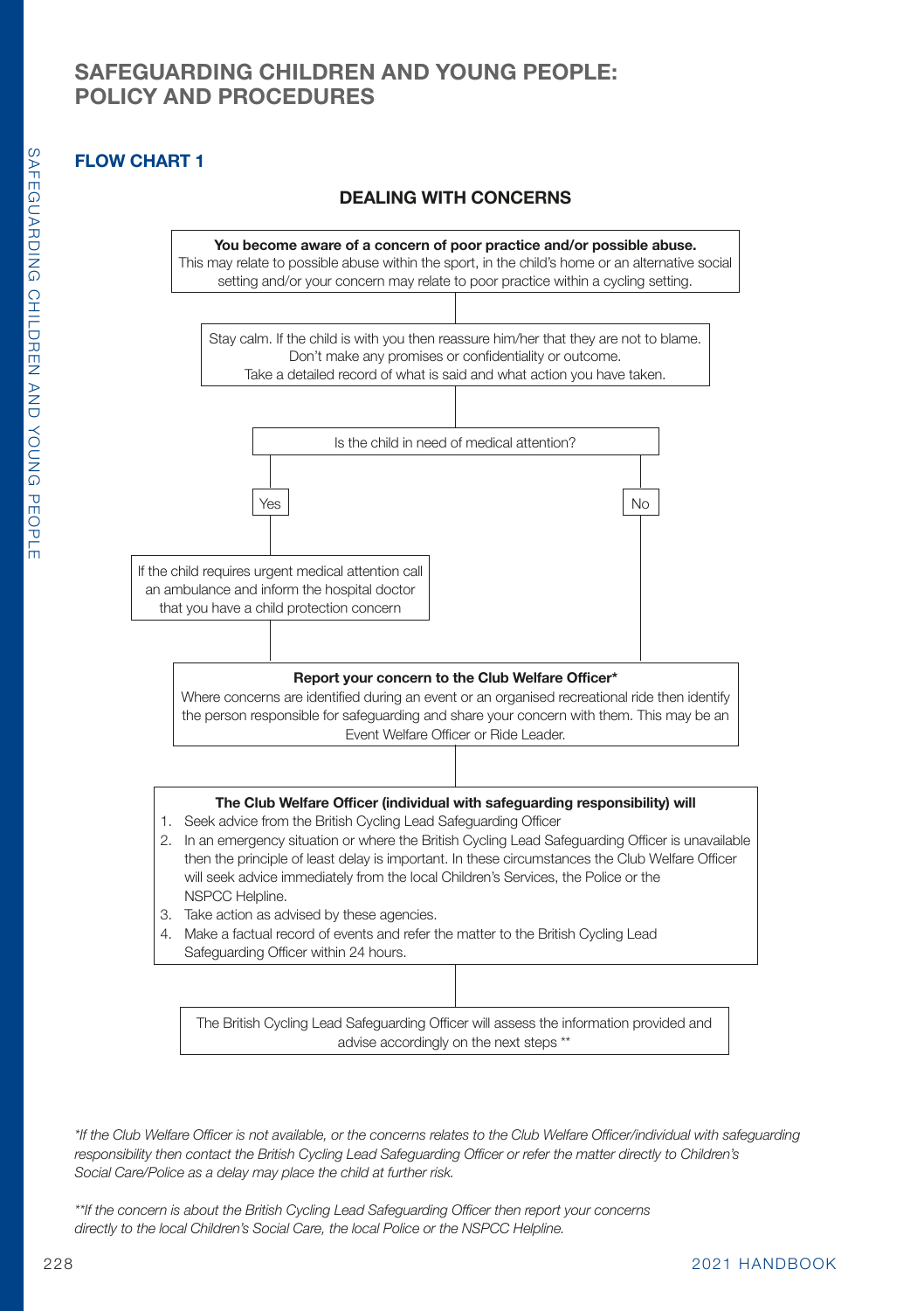# SAFEGUARDING CHILDREN AND YOUNG PEOPLE: POLICY AND PROCEDURES

## FLOW CHART 1

### DEALING WITH CONCERNS

**You become aware of a concern of poor practice and/or possible abuse.**
This may relate to possible abuse within the sport, in the child's home or an alternative social setting and/or your concern may relate to poor practice within a cycling setting.

Stay calm. If the child is with you then reassure him/her that they are not to blame.
Don't make any promises or confidentiality or outcome.
Take a detailed record of what is said and what action you have taken.

Is the child in need of medical attention?

Yes

If the child requires urgent medical attention call an ambulance and inform the hospital doctor that you have a child protection concern

No

**Report your concern to the Club Welfare Officer***
Where concerns are identified during an event or an organised recreational ride then identify the person responsible for safeguarding and share your concern with them. This may be an Event Welfare Officer or Ride Leader.

**The Club Welfare Officer (individual with safeguarding responsibility) will**

1. Seek advice from the British Cycling Lead Safeguarding Officer
2. In an emergency situation or where the British Cycling Lead Safeguarding Officer is unavailable then the principle of least delay is important. In these circumstances the Club Welfare Officer will seek advice immediately from the local Children's Services, the Police or the NSPCC Helpline.
3. Take action as advised by these agencies.
4. Make a factual record of events and refer the matter to the British Cycling Lead Safeguarding Officer within 24 hours.

The British Cycling Lead Safeguarding Officer will assess the information provided and advise accordingly on the next steps **

*\*If the Club Welfare Officer is not available, or the concerns relates to the Club Welfare Officer/individual with safeguarding responsibility then contact the British Cycling Lead Safeguarding Officer or refer the matter directly to Children's Social Care/Police as a delay may place the child at further risk.*

*\*\*If the concern is about the British Cycling Lead Safeguarding Officer then report your concerns directly to the local Children's Social Care, the local Police or the NSPCC Helpline.*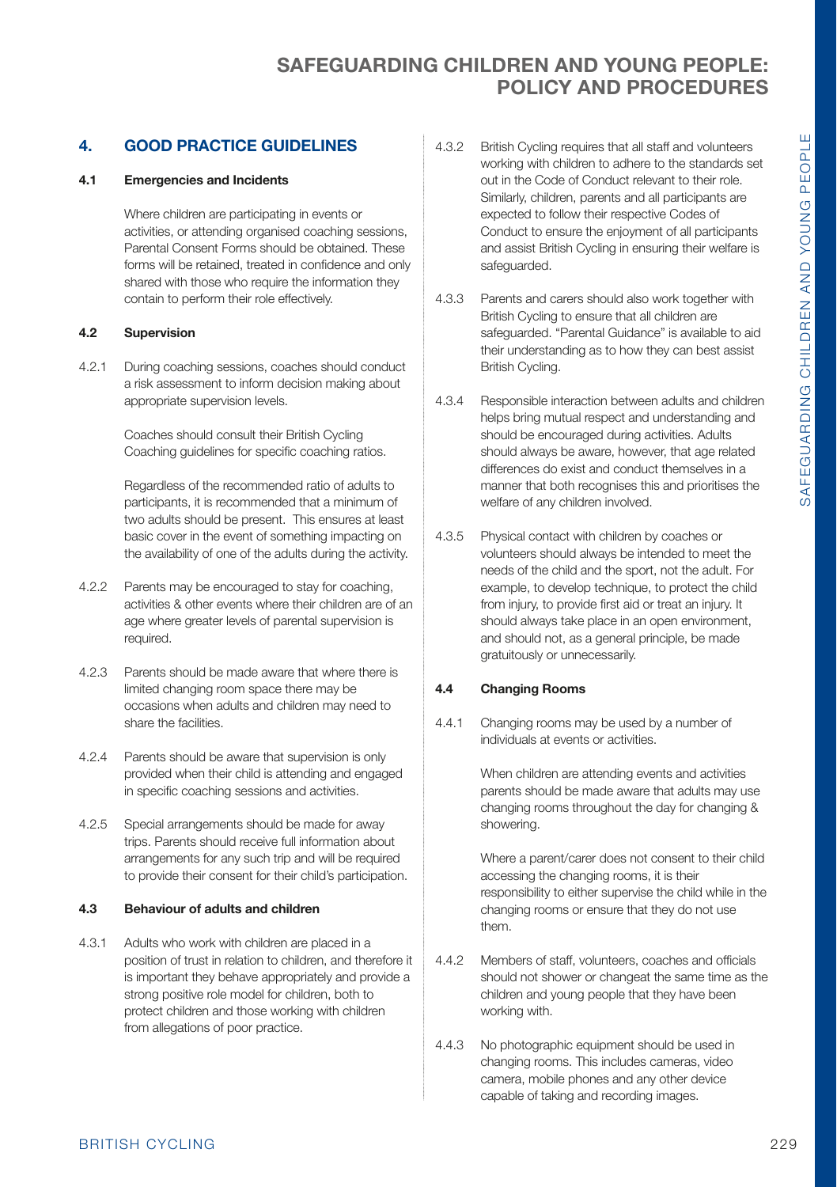## 4. GOOD PRACTICE GUIDELINES

### 4.1 Emergencies and Incidents

Where children are participating in events or activities, or attending organised coaching sessions, Parental Consent Forms should be obtained. These forms will be retained, treated in confidence and only shared with those who require the information they contain to perform their role effectively.

### 4.2 Supervision

4.2.1 During coaching sessions, coaches should conduct a risk assessment to inform decision making about appropriate supervision levels.

Coaches should consult their British Cycling Coaching guidelines for specific coaching ratios.

Regardless of the recommended ratio of adults to participants, it is recommended that a minimum of two adults should be present. This ensures at least basic cover in the event of something impacting on the availability of one of the adults during the activity.

4.2.2 Parents may be encouraged to stay for coaching, activities & other events where their children are of an age where greater levels of parental supervision is required.

4.2.3 Parents should be made aware that where there is limited changing room space there may be occasions when adults and children may need to share the facilities.

4.2.4 Parents should be aware that supervision is only provided when their child is attending and engaged in specific coaching sessions and activities.

4.2.5 Special arrangements should be made for away trips. Parents should receive full information about arrangements for any such trip and will be required to provide their consent for their child's participation.

### 4.3 Behaviour of adults and children

4.3.1 Adults who work with children are placed in a position of trust in relation to children, and therefore it is important they behave appropriately and provide a strong positive role model for children, both to protect children and those working with children from allegations of poor practice.

4.3.2 British Cycling requires that all staff and volunteers working with children to adhere to the standards set out in the Code of Conduct relevant to their role. Similarly, children, parents and all participants are expected to follow their respective Codes of Conduct to ensure the enjoyment of all participants and assist British Cycling in ensuring their welfare is safeguarded.

4.3.3 Parents and carers should also work together with British Cycling to ensure that all children are safeguarded. "Parental Guidance" is available to aid their understanding as to how they can best assist British Cycling.

4.3.4 Responsible interaction between adults and children helps bring mutual respect and understanding and should be encouraged during activities. Adults should always be aware, however, that age related differences do exist and conduct themselves in a manner that both recognises this and prioritises the welfare of any children involved.

4.3.5 Physical contact with children by coaches or volunteers should always be intended to meet the needs of the child and the sport, not the adult. For example, to develop technique, to protect the child from injury, to provide first aid or treat an injury. It should always take place in an open environment, and should not, as a general principle, be made gratuitously or unnecessarily.

### 4.4 Changing Rooms

4.4.1 Changing rooms may be used by a number of individuals at events or activities.

When children are attending events and activities parents should be made aware that adults may use changing rooms throughout the day for changing & showering.

Where a parent/carer does not consent to their child accessing the changing rooms, it is their responsibility to either supervise the child while in the changing rooms or ensure that they do not use them.

4.4.2 Members of staff, volunteers, coaches and officials should not shower or changeat the same time as the children and young people that they have been working with.

4.4.3 No photographic equipment should be used in changing rooms. This includes cameras, video camera, mobile phones and any other device capable of taking and recording images.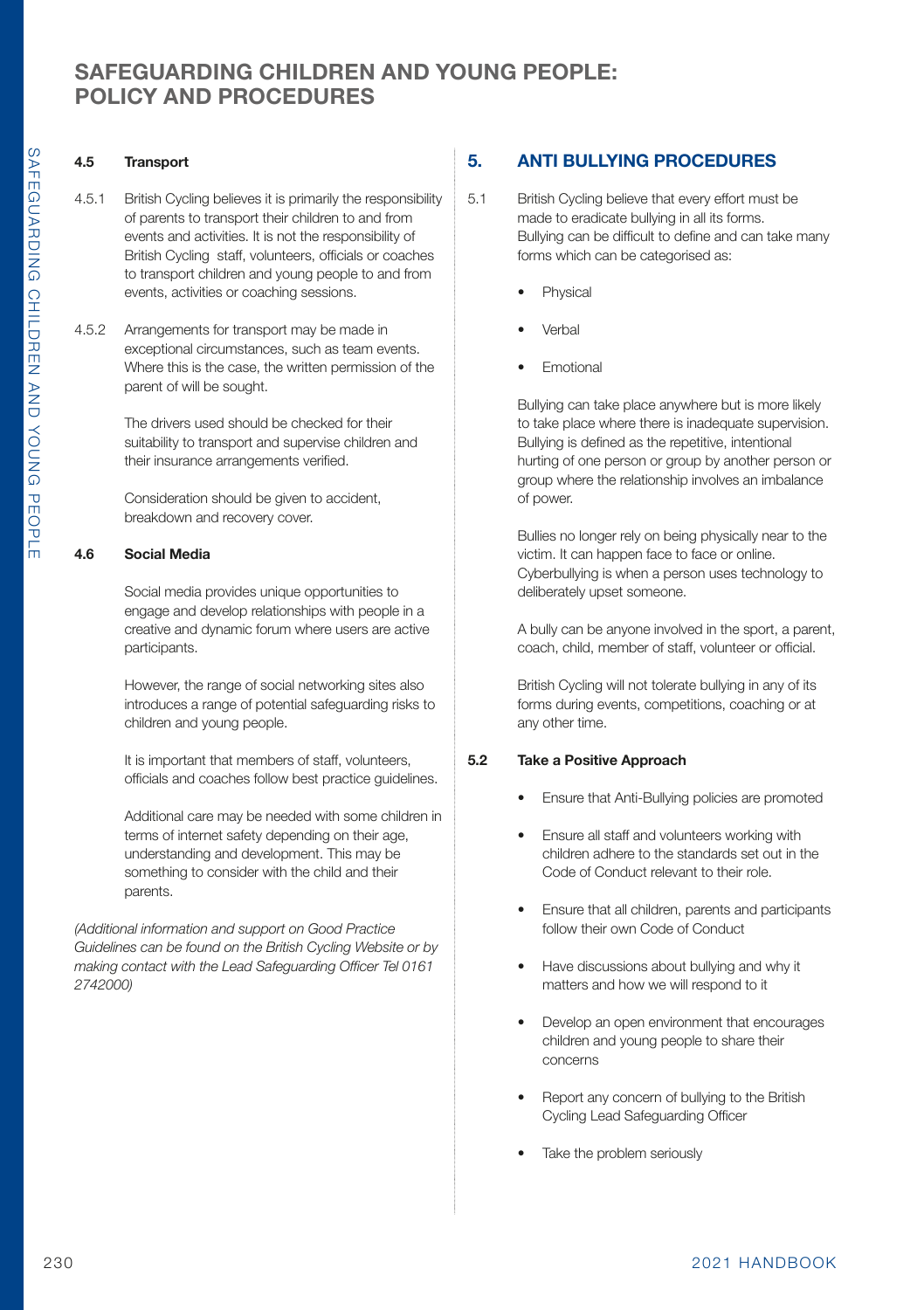# SAFEGUARDING CHILDREN AND YOUNG PEOPLE: POLICY AND PROCEDURES

### 4.5 Transport

4.5.1 British Cycling believes it is primarily the responsibility of parents to transport their children to and from events and activities. It is not the responsibility of British Cycling staff, volunteers, officials or coaches to transport children and young people to and from events, activities or coaching sessions.

4.5.2 Arrangements for transport may be made in exceptional circumstances, such as team events. Where this is the case, the written permission of the parent of will be sought.

The drivers used should be checked for their suitability to transport and supervise children and their insurance arrangements verified.

Consideration should be given to accident, breakdown and recovery cover.

### 4.6 Social Media

Social media provides unique opportunities to engage and develop relationships with people in a creative and dynamic forum where users are active participants.

However, the range of social networking sites also introduces a range of potential safeguarding risks to children and young people.

It is important that members of staff, volunteers, officials and coaches follow best practice guidelines.

Additional care may be needed with some children in terms of internet safety depending on their age, understanding and development. This may be something to consider with the child and their parents.

*(Additional information and support on Good Practice Guidelines can be found on the British Cycling Website or by making contact with the Lead Safeguarding Officer Tel 0161 2742000)*

## 5. ANTI BULLYING PROCEDURES

5.1 British Cycling believe that every effort must be made to eradicate bullying in all its forms. Bullying can be difficult to define and can take many forms which can be categorised as:

- Physical
- Verbal
- Emotional

Bullying can take place anywhere but is more likely to take place where there is inadequate supervision. Bullying is defined as the repetitive, intentional hurting of one person or group by another person or group where the relationship involves an imbalance of power.

Bullies no longer rely on being physically near to the victim. It can happen face to face or online. Cyberbullying is when a person uses technology to deliberately upset someone.

A bully can be anyone involved in the sport, a parent, coach, child, member of staff, volunteer or official.

British Cycling will not tolerate bullying in any of its forms during events, competitions, coaching or at any other time.

### 5.2 Take a Positive Approach

- Ensure that Anti-Bullying policies are promoted
- Ensure all staff and volunteers working with children adhere to the standards set out in the Code of Conduct relevant to their role.
- Ensure that all children, parents and participants follow their own Code of Conduct
- Have discussions about bullying and why it matters and how we will respond to it
- Develop an open environment that encourages children and young people to share their concerns
- Report any concern of bullying to the British Cycling Lead Safeguarding Officer
- Take the problem seriously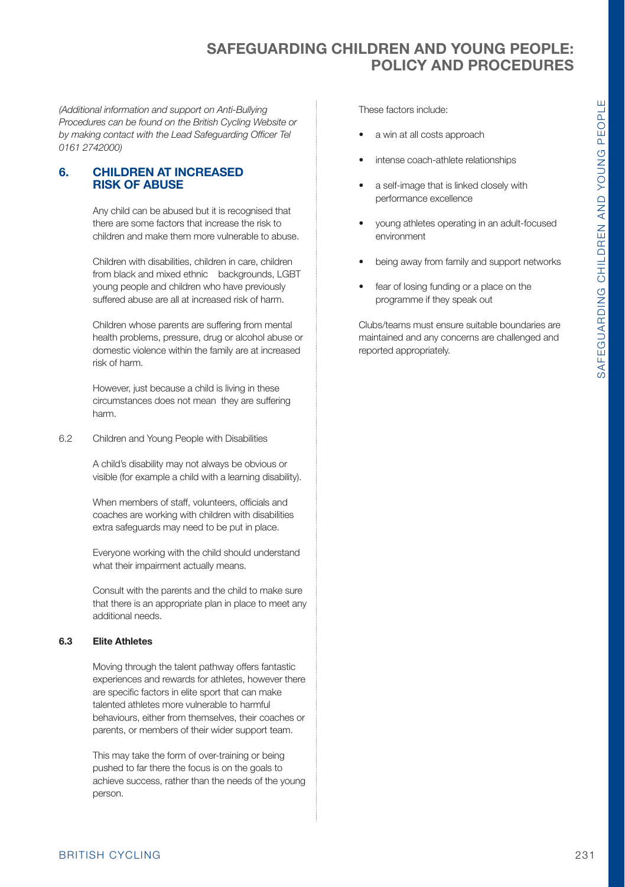*(Additional information and support on Anti-Bullying Procedures can be found on the British Cycling Website or by making contact with the Lead Safeguarding Officer Tel 0161 2742000)*

## 6. CHILDREN AT INCREASED RISK OF ABUSE

Any child can be abused but it is recognised that there are some factors that increase the risk to children and make them more vulnerable to abuse.

Children with disabilities, children in care, children from black and mixed ethnic backgrounds, LGBT young people and children who have previously suffered abuse are all at increased risk of harm.

Children whose parents are suffering from mental health problems, pressure, drug or alcohol abuse or domestic violence within the family are at increased risk of harm.

However, just because a child is living in these circumstances does not mean they are suffering harm.

6.2 Children and Young People with Disabilities

A child's disability may not always be obvious or visible (for example a child with a learning disability).

When members of staff, volunteers, officials and coaches are working with children with disabilities extra safeguards may need to be put in place.

Everyone working with the child should understand what their impairment actually means.

Consult with the parents and the child to make sure that there is an appropriate plan in place to meet any additional needs.

### 6.3 Elite Athletes

Moving through the talent pathway offers fantastic experiences and rewards for athletes, however there are specific factors in elite sport that can make talented athletes more vulnerable to harmful behaviours, either from themselves, their coaches or parents, or members of their wider support team.

This may take the form of over-training or being pushed to far there the focus is on the goals to achieve success, rather than the needs of the young person.

These factors include:

- a win at all costs approach
- intense coach-athlete relationships
- a self-image that is linked closely with performance excellence
- young athletes operating in an adult-focused environment
- being away from family and support networks
- fear of losing funding or a place on the programme if they speak out

Clubs/teams must ensure suitable boundaries are maintained and any concerns are challenged and reported appropriately.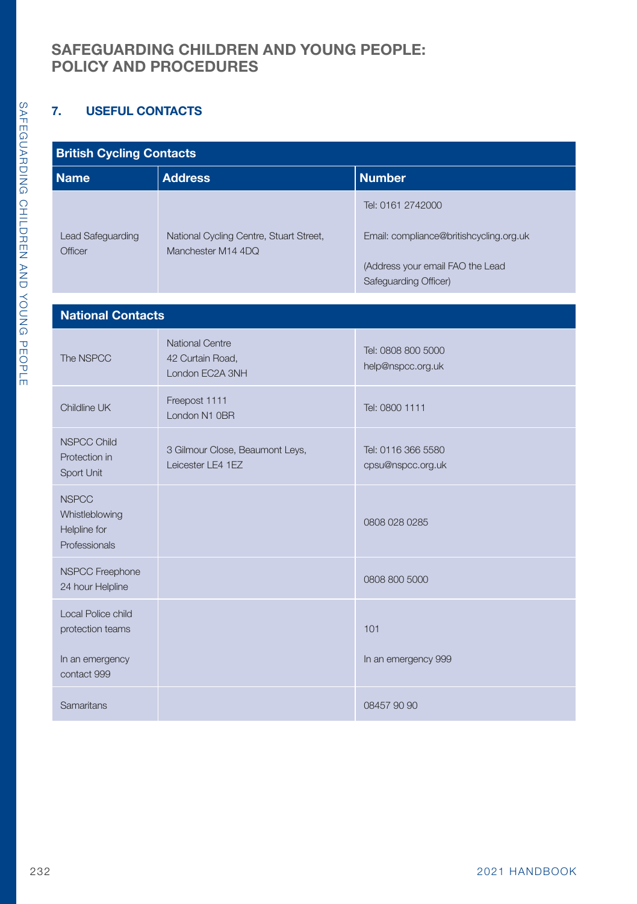# SAFEGUARDING CHILDREN AND YOUNG PEOPLE: POLICY AND PROCEDURES

## 7. USEFUL CONTACTS

| British Cycling Contacts | | |
|---|---|---|
| **Name** | **Address** | **Number** |
| Lead Safeguarding Officer | National Cycling Centre, Stuart Street, Manchester M14 4DQ | Tel: 0161 2742000<br><br>Email: compliance@britishcycling.org.uk<br><br>(Address your email FAO the Lead Safeguarding Officer) |

| National Contacts | | |
|---|---|---|
| The NSPCC | National Centre<br>42 Curtain Road,<br>London EC2A 3NH | Tel: 0808 800 5000<br>help@nspcc.org.uk |
| Childline UK | Freepost 1111<br>London N1 0BR | Tel: 0800 1111 |
| NSPCC Child Protection in Sport Unit | 3 Gilmour Close, Beaumont Leys, Leicester LE4 1EZ | Tel: 0116 366 5580<br>cpsu@nspcc.org.uk |
| NSPCC Whistleblowing Helpline for Professionals | | 0808 028 0285 |
| NSPCC Freephone 24 hour Helpline | | 0808 800 5000 |
| Local Police child protection teams<br><br>In an emergency contact 999 | | 101<br><br>In an emergency 999 |
| Samaritans | | 08457 90 90 |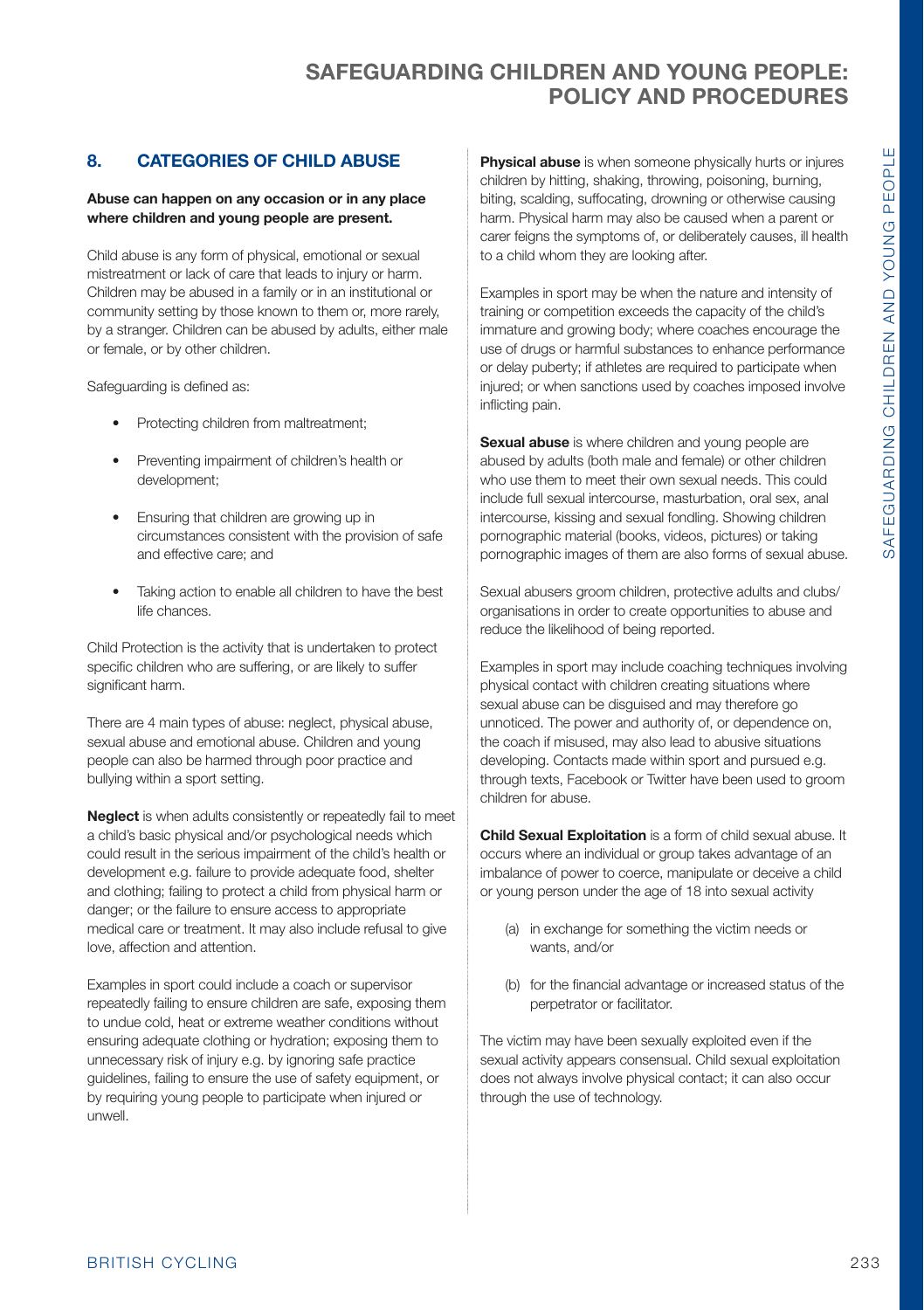## 8. CATEGORIES OF CHILD ABUSE

**Abuse can happen on any occasion or in any place where children and young people are present.**

Child abuse is any form of physical, emotional or sexual mistreatment or lack of care that leads to injury or harm. Children may be abused in a family or in an institutional or community setting by those known to them or, more rarely, by a stranger. Children can be abused by adults, either male or female, or by other children.

Safeguarding is defined as:

- Protecting children from maltreatment;
- Preventing impairment of children's health or development;
- Ensuring that children are growing up in circumstances consistent with the provision of safe and effective care; and
- Taking action to enable all children to have the best life chances.

Child Protection is the activity that is undertaken to protect specific children who are suffering, or are likely to suffer significant harm.

There are 4 main types of abuse: neglect, physical abuse, sexual abuse and emotional abuse. Children and young people can also be harmed through poor practice and bullying within a sport setting.

**Neglect** is when adults consistently or repeatedly fail to meet a child's basic physical and/or psychological needs which could result in the serious impairment of the child's health or development e.g. failure to provide adequate food, shelter and clothing; failing to protect a child from physical harm or danger; or the failure to ensure access to appropriate medical care or treatment. It may also include refusal to give love, affection and attention.

Examples in sport could include a coach or supervisor repeatedly failing to ensure children are safe, exposing them to undue cold, heat or extreme weather conditions without ensuring adequate clothing or hydration; exposing them to unnecessary risk of injury e.g. by ignoring safe practice guidelines, failing to ensure the use of safety equipment, or by requiring young people to participate when injured or unwell.

**Physical abuse** is when someone physically hurts or injures children by hitting, shaking, throwing, poisoning, burning, biting, scalding, suffocating, drowning or otherwise causing harm. Physical harm may also be caused when a parent or carer feigns the symptoms of, or deliberately causes, ill health to a child whom they are looking after.

Examples in sport may be when the nature and intensity of training or competition exceeds the capacity of the child's immature and growing body; where coaches encourage the use of drugs or harmful substances to enhance performance or delay puberty; if athletes are required to participate when injured; or when sanctions used by coaches imposed involve inflicting pain.

**Sexual abuse** is where children and young people are abused by adults (both male and female) or other children who use them to meet their own sexual needs. This could include full sexual intercourse, masturbation, oral sex, anal intercourse, kissing and sexual fondling. Showing children pornographic material (books, videos, pictures) or taking pornographic images of them are also forms of sexual abuse.

Sexual abusers groom children, protective adults and clubs/organisations in order to create opportunities to abuse and reduce the likelihood of being reported.

Examples in sport may include coaching techniques involving physical contact with children creating situations where sexual abuse can be disguised and may therefore go unnoticed. The power and authority of, or dependence on, the coach if misused, may also lead to abusive situations developing. Contacts made within sport and pursued e.g. through texts, Facebook or Twitter have been used to groom children for abuse.

**Child Sexual Exploitation** is a form of child sexual abuse. It occurs where an individual or group takes advantage of an imbalance of power to coerce, manipulate or deceive a child or young person under the age of 18 into sexual activity

(a) in exchange for something the victim needs or wants, and/or

(b) for the financial advantage or increased status of the perpetrator or facilitator.

The victim may have been sexually exploited even if the sexual activity appears consensual. Child sexual exploitation does not always involve physical contact; it can also occur through the use of technology.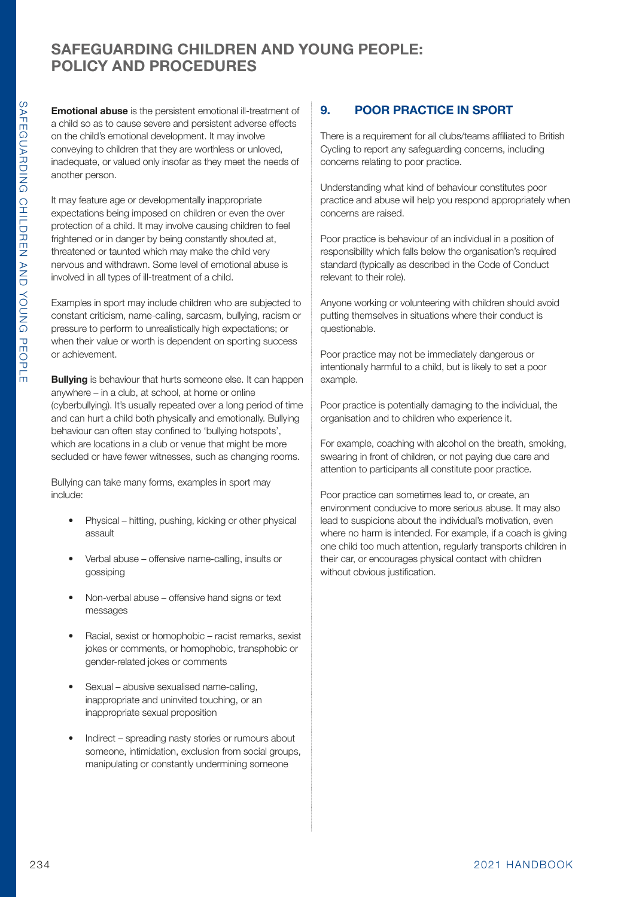**Emotional abuse** is the persistent emotional ill-treatment of a child so as to cause severe and persistent adverse effects on the child's emotional development. It may involve conveying to children that they are worthless or unloved, inadequate, or valued only insofar as they meet the needs of another person.

It may feature age or developmentally inappropriate expectations being imposed on children or even the over protection of a child. It may involve causing children to feel frightened or in danger by being constantly shouted at, threatened or taunted which may make the child very nervous and withdrawn. Some level of emotional abuse is involved in all types of ill-treatment of a child.

Examples in sport may include children who are subjected to constant criticism, name-calling, sarcasm, bullying, racism or pressure to perform to unrealistically high expectations; or when their value or worth is dependent on sporting success or achievement.

**Bullying** is behaviour that hurts someone else. It can happen anywhere – in a club, at school, at home or online (cyberbullying). It's usually repeated over a long period of time and can hurt a child both physically and emotionally. Bullying behaviour can often stay confined to 'bullying hotspots', which are locations in a club or venue that might be more secluded or have fewer witnesses, such as changing rooms.

Bullying can take many forms, examples in sport may include:

- Physical – hitting, pushing, kicking or other physical assault
- Verbal abuse – offensive name-calling, insults or gossiping
- Non-verbal abuse – offensive hand signs or text messages
- Racial, sexist or homophobic – racist remarks, sexist jokes or comments, or homophobic, transphobic or gender-related jokes or comments
- Sexual – abusive sexualised name-calling, inappropriate and uninvited touching, or an inappropriate sexual proposition
- Indirect – spreading nasty stories or rumours about someone, intimidation, exclusion from social groups, manipulating or constantly undermining someone

## 9. POOR PRACTICE IN SPORT

There is a requirement for all clubs/teams affiliated to British Cycling to report any safeguarding concerns, including concerns relating to poor practice.

Understanding what kind of behaviour constitutes poor practice and abuse will help you respond appropriately when concerns are raised.

Poor practice is behaviour of an individual in a position of responsibility which falls below the organisation's required standard (typically as described in the Code of Conduct relevant to their role).

Anyone working or volunteering with children should avoid putting themselves in situations where their conduct is questionable.

Poor practice may not be immediately dangerous or intentionally harmful to a child, but is likely to set a poor example.

Poor practice is potentially damaging to the individual, the organisation and to children who experience it.

For example, coaching with alcohol on the breath, smoking, swearing in front of children, or not paying due care and attention to participants all constitute poor practice.

Poor practice can sometimes lead to, or create, an environment conducive to more serious abuse. It may also lead to suspicions about the individual's motivation, even where no harm is intended. For example, if a coach is giving one child too much attention, regularly transports children in their car, or encourages physical contact with children without obvious justification.